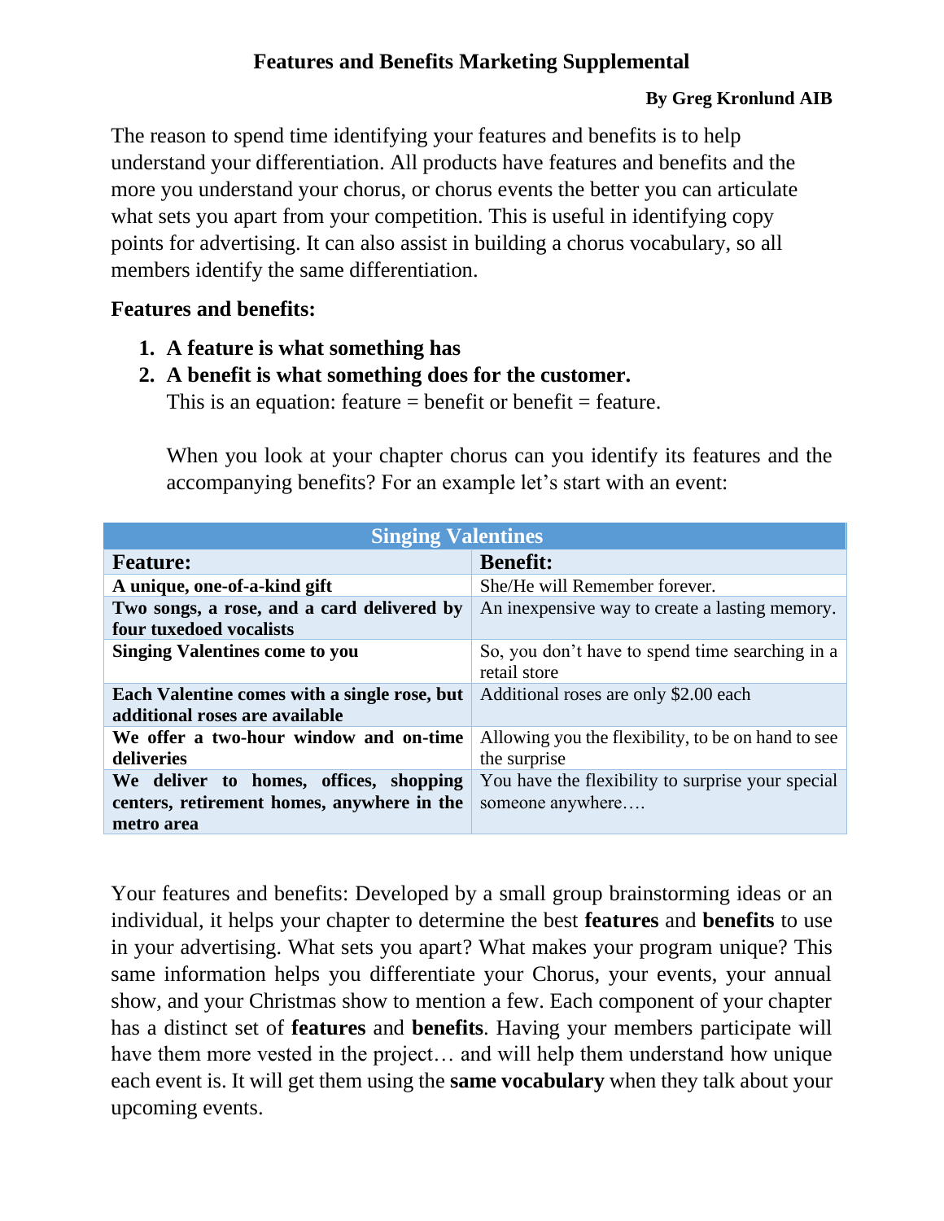# Features and Benefits Marketing Supplemental

**By Greg Kronlund AIB**

The reason to spend time identifying your features and benefits is to help understand your differentiation. All products have features and benefits and the more you understand your chorus, or chorus events the better you can articulate what sets you apart from your competition. This is useful in identifying copy points for advertising. It can also assist in building a chorus vocabulary, so all members identify the same differentiation.

**Features and benefits:**

1. **A feature is what something has**
2. **A benefit is what something does for the customer.**
   This is an equation: feature = benefit or benefit = feature.

   When you look at your chapter chorus can you identify its features and the accompanying benefits? For an example let's start with an event:

| Singing Valentines | |
|---|---|
| **Feature:** | **Benefit:** |
| **A unique, one-of-a-kind gift** | She/He will Remember forever. |
| **Two songs, a rose, and a card delivered by four tuxedoed vocalists** | An inexpensive way to create a lasting memory. |
| **Singing Valentines come to you** | So, you don't have to spend time searching in a retail store |
| **Each Valentine comes with a single rose, but additional roses are available** | Additional roses are only $2.00 each |
| **We offer a two-hour window and on-time deliveries** | Allowing you the flexibility, to be on hand to see the surprise |
| **We deliver to homes, offices, shopping centers, retirement homes, anywhere in the metro area** | You have the flexibility to surprise your special someone anywhere…. |

Your features and benefits: Developed by a small group brainstorming ideas or an individual, it helps your chapter to determine the best **features** and **benefits** to use in your advertising. What sets you apart? What makes your program unique? This same information helps you differentiate your Chorus, your events, your annual show, and your Christmas show to mention a few. Each component of your chapter has a distinct set of **features** and **benefits**. Having your members participate will have them more vested in the project… and will help them understand how unique each event is. It will get them using the **same vocabulary** when they talk about your upcoming events.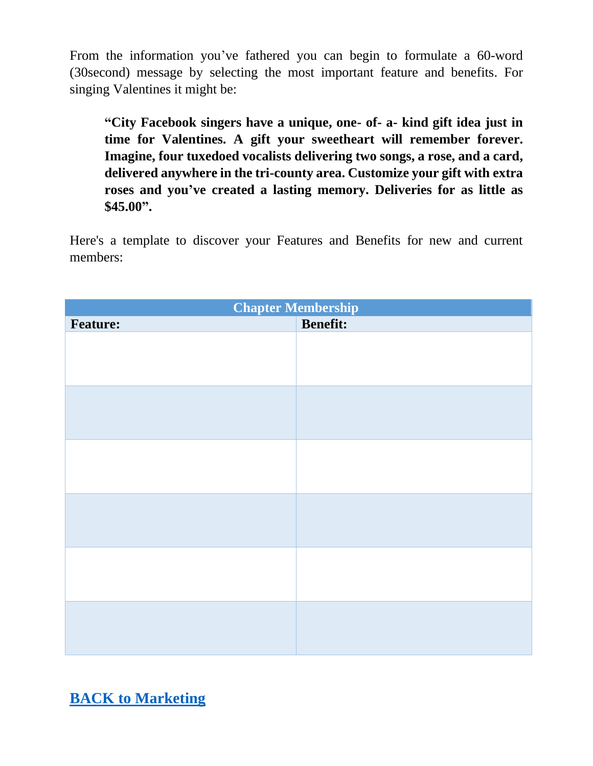From the information you've fathered you can begin to formulate a 60-word (30second) message by selecting the most important feature and benefits. For singing Valentines it might be:

> **"City Facebook singers have a unique, one- of- a- kind gift idea just in time for Valentines. A gift your sweetheart will remember forever. Imagine, four tuxedoed vocalists delivering two songs, a rose, and a card, delivered anywhere in the tri-county area. Customize your gift with extra roses and you've created a lasting memory. Deliveries for as little as $45.00".**

Here's a template to discover your Features and Benefits for new and current members:

| Chapter Membership | |
|---|---|
| **Feature:** | **Benefit:** |
| | |
| | |
| | |
| | |
| | |
| | |

**BACK to Marketing**